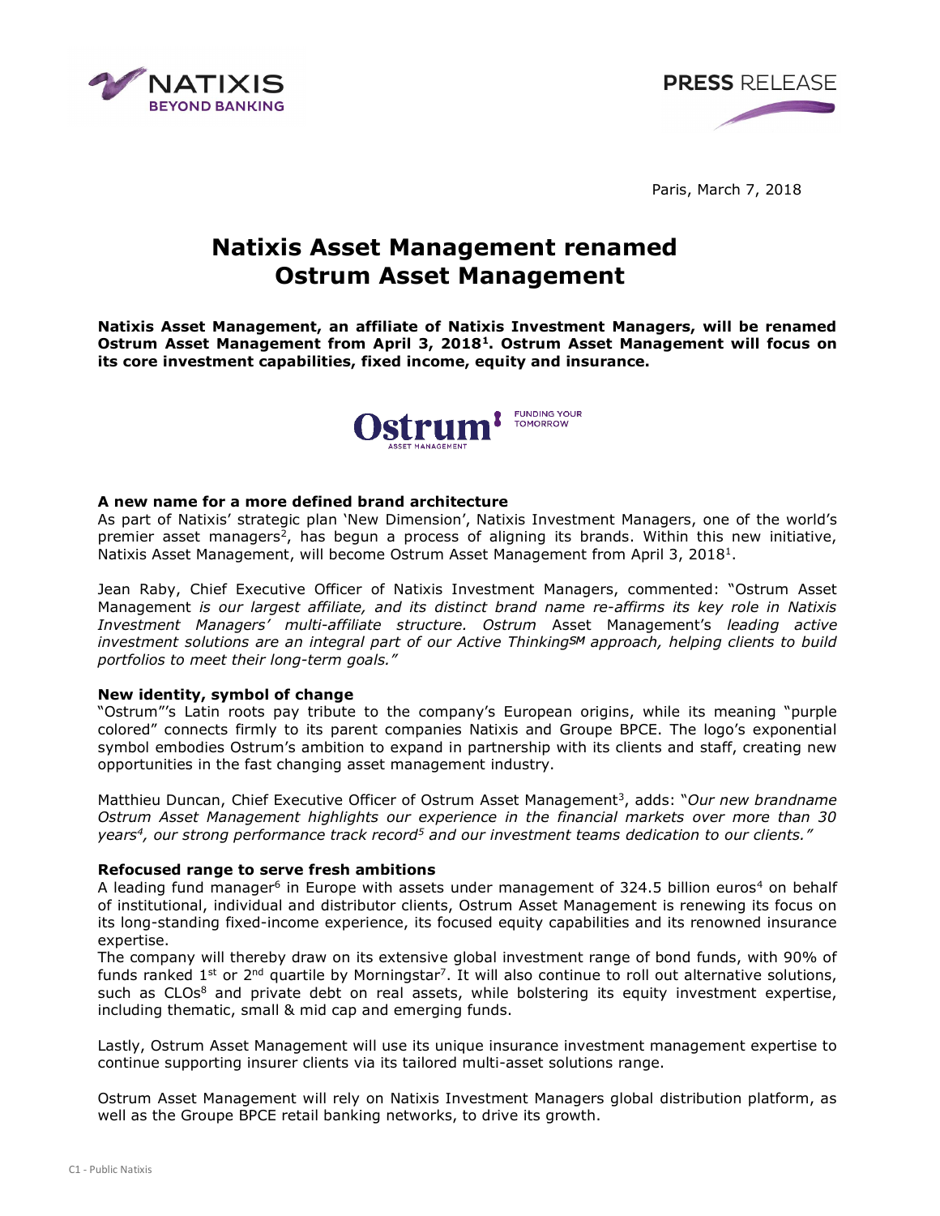PRESS RELEASE

Paris, March 7, 2018

# Natixis Asset Management renamed Ostrum Asset Management

**Natixis Asset Management, an affiliate of Natixis Investment Managers, will be renamed Ostrum Asset Management from April 3, 2018[1]. Ostrum Asset Management will focus on its core investment capabilities, fixed income, equity and insurance.**

### A new name for a more defined brand architecture

As part of Natixis' strategic plan 'New Dimension', Natixis Investment Managers, one of the world's premier asset managers[2], has begun a process of aligning its brands. Within this new initiative, Natixis Asset Management, will become Ostrum Asset Management from April 3, 2018[1].

Jean Raby, Chief Executive Officer of Natixis Investment Managers, commented: "Ostrum Asset Management *is our largest affiliate, and its distinct brand name re-affirms its key role in Natixis Investment Managers' multi-affiliate structure. Ostrum* Asset Management's *leading active investment solutions are an integral part of our Active Thinking*[SM] *approach, helping clients to build portfolios to meet their long-term goals."*

### New identity, symbol of change

"Ostrum"'s Latin roots pay tribute to the company's European origins, while its meaning "purple colored" connects firmly to its parent companies Natixis and Groupe BPCE. The logo's exponential symbol embodies Ostrum's ambition to expand in partnership with its clients and staff, creating new opportunities in the fast changing asset management industry.

Matthieu Duncan, Chief Executive Officer of Ostrum Asset Management[3], adds: "*Our new brandname Ostrum Asset Management highlights our experience in the financial markets over more than 30 years[4], our strong performance track record[5] and our investment teams dedication to our clients."*

### Refocused range to serve fresh ambitions

A leading fund manager[6] in Europe with assets under management of 324.5 billion euros[4] on behalf of institutional, individual and distributor clients, Ostrum Asset Management is renewing its focus on its long-standing fixed-income experience, its focused equity capabilities and its renowned insurance expertise.

The company will thereby draw on its extensive global investment range of bond funds, with 90% of funds ranked 1st or 2nd quartile by Morningstar[7]. It will also continue to roll out alternative solutions, such as CLOs[8] and private debt on real assets, while bolstering its equity investment expertise, including thematic, small & mid cap and emerging funds.

Lastly, Ostrum Asset Management will use its unique insurance investment management expertise to continue supporting insurer clients via its tailored multi-asset solutions range.

Ostrum Asset Management will rely on Natixis Investment Managers global distribution platform, as well as the Groupe BPCE retail banking networks, to drive its growth.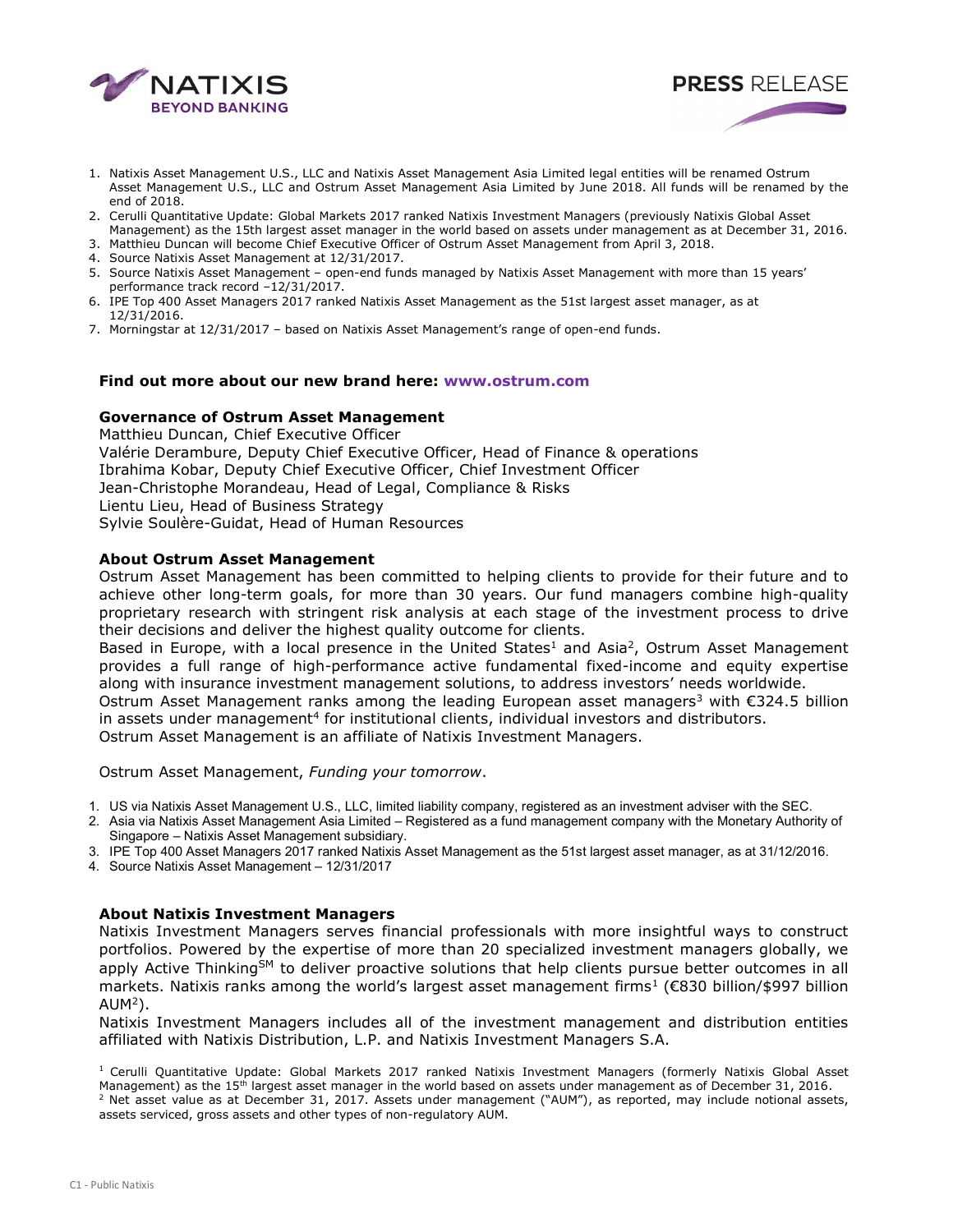1. Natixis Asset Management U.S., LLC and Natixis Asset Management Asia Limited legal entities will be renamed Ostrum Asset Management U.S., LLC and Ostrum Asset Management Asia Limited by June 2018. All funds will be renamed by the end of 2018.
2. Cerulli Quantitative Update: Global Markets 2017 ranked Natixis Investment Managers (previously Natixis Global Asset Management) as the 15th largest asset manager in the world based on assets under management as at December 31, 2016.
3. Matthieu Duncan will become Chief Executive Officer of Ostrum Asset Management from April 3, 2018.
4. Source Natixis Asset Management at 12/31/2017.
5. Source Natixis Asset Management – open-end funds managed by Natixis Asset Management with more than 15 years' performance track record –12/31/2017.
6. IPE Top 400 Asset Managers 2017 ranked Natixis Asset Management as the 51st largest asset manager, as at 12/31/2016.
7. Morningstar at 12/31/2017 – based on Natixis Asset Management's range of open-end funds.

**Find out more about our new brand here: www.ostrum.com**

**Governance of Ostrum Asset Management**

Matthieu Duncan, Chief Executive Officer
Valérie Derambure, Deputy Chief Executive Officer, Head of Finance & operations
Ibrahima Kobar, Deputy Chief Executive Officer, Chief Investment Officer
Jean-Christophe Morandeau, Head of Legal, Compliance & Risks
Lientu Lieu, Head of Business Strategy
Sylvie Soulère-Guidat, Head of Human Resources

**About Ostrum Asset Management**

Ostrum Asset Management has been committed to helping clients to provide for their future and to achieve other long-term goals, for more than 30 years. Our fund managers combine high-quality proprietary research with stringent risk analysis at each stage of the investment process to drive their decisions and deliver the highest quality outcome for clients.

Based in Europe, with a local presence in the United States[1] and Asia[2], Ostrum Asset Management provides a full range of high-performance active fundamental fixed-income and equity expertise along with insurance investment management solutions, to address investors' needs worldwide.

Ostrum Asset Management ranks among the leading European asset managers[3] with €324.5 billion in assets under management[4] for institutional clients, individual investors and distributors.

Ostrum Asset Management is an affiliate of Natixis Investment Managers.

Ostrum Asset Management, *Funding your tomorrow*.

1. US via Natixis Asset Management U.S., LLC, limited liability company, registered as an investment adviser with the SEC.
2. Asia via Natixis Asset Management Asia Limited – Registered as a fund management company with the Monetary Authority of Singapore – Natixis Asset Management subsidiary.
3. IPE Top 400 Asset Managers 2017 ranked Natixis Asset Management as the 51st largest asset manager, as at 31/12/2016.
4. Source Natixis Asset Management – 12/31/2017

**About Natixis Investment Managers**

Natixis Investment Managers serves financial professionals with more insightful ways to construct portfolios. Powered by the expertise of more than 20 specialized investment managers globally, we apply Active Thinking℠ to deliver proactive solutions that help clients pursue better outcomes in all markets. Natixis ranks among the world's largest asset management firms[1] (€830 billion/$997 billion AUM[2]).

Natixis Investment Managers includes all of the investment management and distribution entities affiliated with Natixis Distribution, L.P. and Natixis Investment Managers S.A.

[1] Cerulli Quantitative Update: Global Markets 2017 ranked Natixis Investment Managers (formerly Natixis Global Asset Management) as the 15th largest asset manager in the world based on assets under management as of December 31, 2016.
[2] Net asset value as at December 31, 2017. Assets under management ("AUM"), as reported, may include notional assets, assets serviced, gross assets and other types of non-regulatory AUM.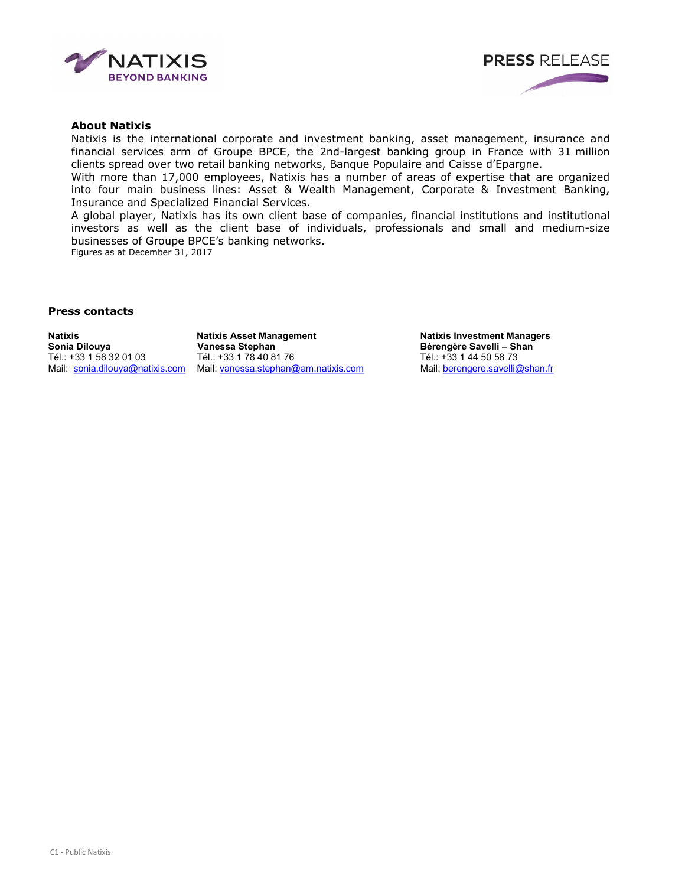**About Natixis**

Natixis is the international corporate and investment banking, asset management, insurance and financial services arm of Groupe BPCE, the 2nd-largest banking group in France with 31 million clients spread over two retail banking networks, Banque Populaire and Caisse d'Epargne.

With more than 17,000 employees, Natixis has a number of areas of expertise that are organized into four main business lines: Asset & Wealth Management, Corporate & Investment Banking, Insurance and Specialized Financial Services.

A global player, Natixis has its own client base of companies, financial institutions and institutional investors as well as the client base of individuals, professionals and small and medium-size businesses of Groupe BPCE's banking networks.

Figures as at December 31, 2017

**Press contacts**

**Natixis**
**Sonia Dilouya**
Tél.: +33 1 58 32 01 03
Mail: sonia.dilouya@natixis.com

**Natixis Asset Management**
**Vanessa Stephan**
Tél.: +33 1 78 40 81 76
Mail: vanessa.stephan@am.natixis.com

**Natixis Investment Managers**
**Bérengère Savelli – Shan**
Tél.: +33 1 44 50 58 73
Mail: berengere.savelli@shan.fr

C1 - Public Natixis